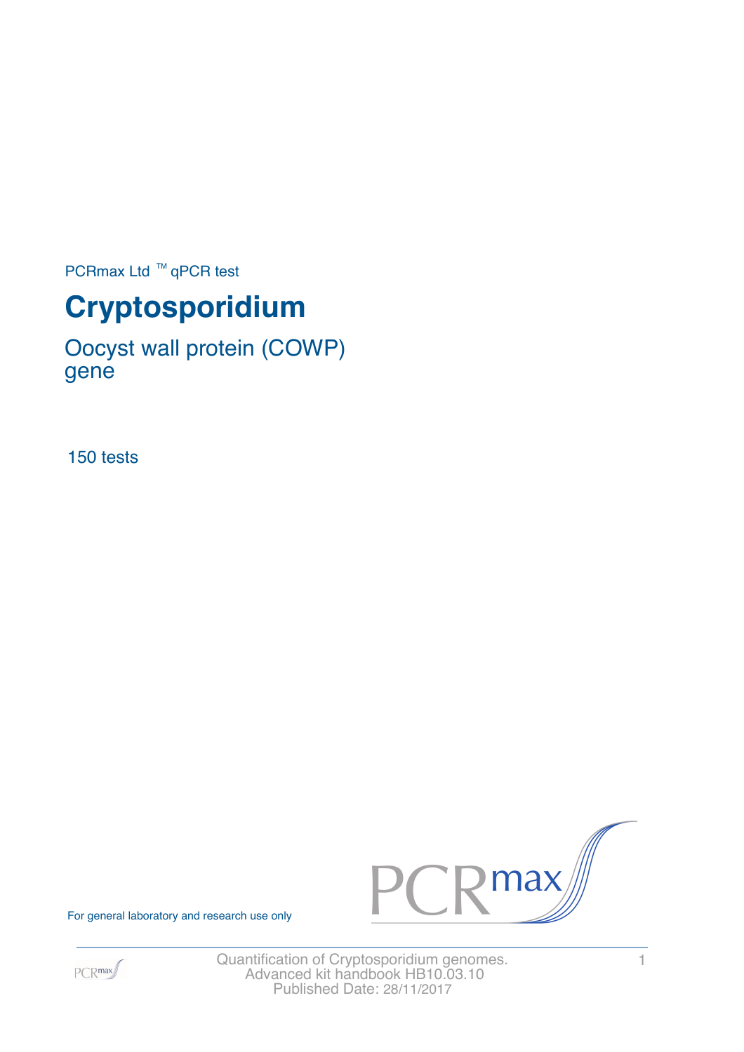PCRmax Ltd ™ qPCR test

# Cryptosporidium

## Oocyst wall protein (COWP) gene

150 tests

For general laboratory and research use only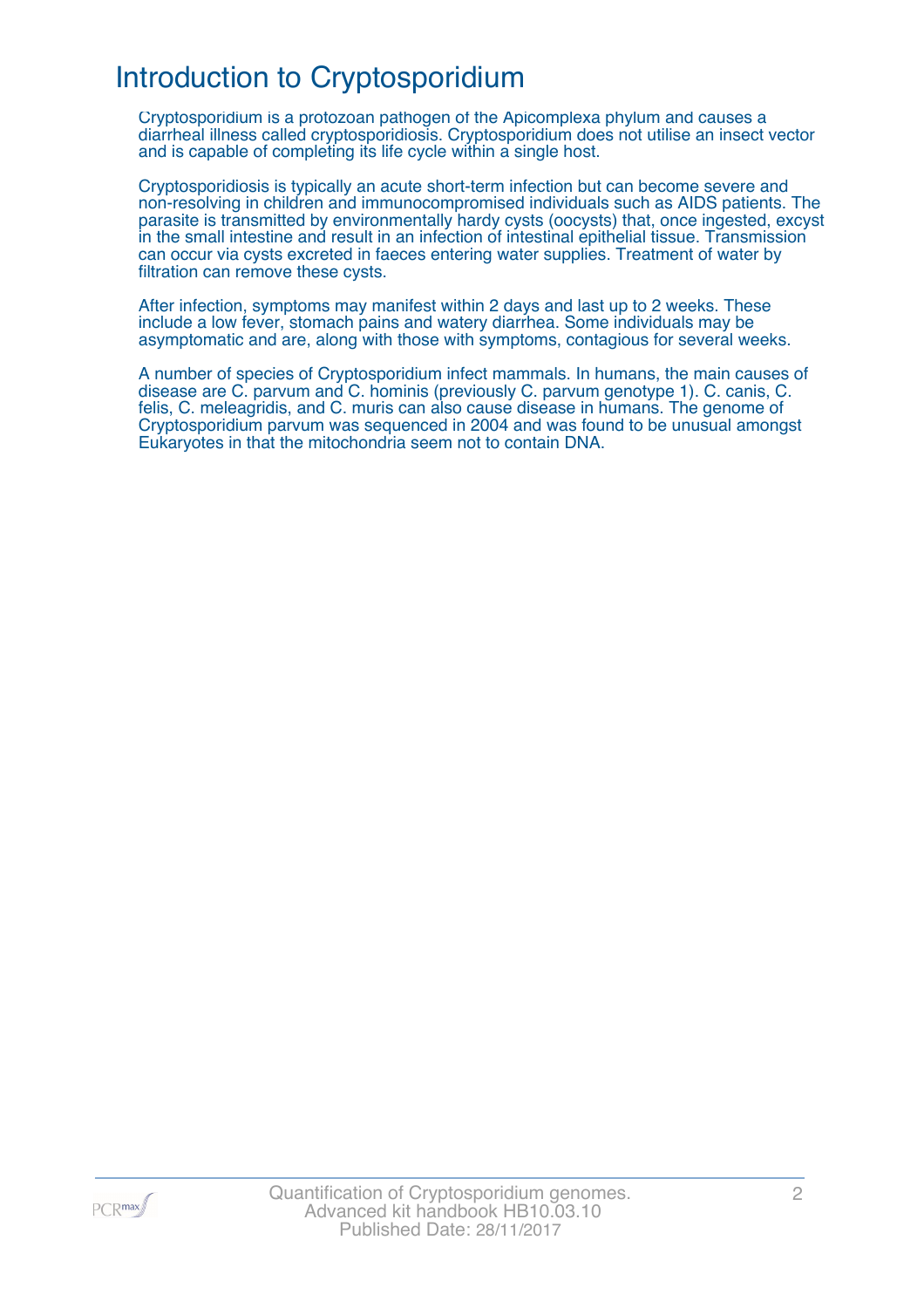# Introduction to Cryptosporidium

Cryptosporidium is a protozoan pathogen of the Apicomplexa phylum and causes a diarrheal illness called cryptosporidiosis. Cryptosporidium does not utilise an insect vector and is capable of completing its life cycle within a single host.

Cryptosporidiosis is typically an acute short-term infection but can become severe and non-resolving in children and immunocompromised individuals such as AIDS patients. The parasite is transmitted by environmentally hardy cysts (oocysts) that, once ingested, excyst in the small intestine and result in an infection of intestinal epithelial tissue. Transmission can occur via cysts excreted in faeces entering water supplies. Treatment of water by filtration can remove these cysts.

After infection, symptoms may manifest within 2 days and last up to 2 weeks. These include a low fever, stomach pains and watery diarrhea. Some individuals may be asymptomatic and are, along with those with symptoms, contagious for several weeks.

A number of species of Cryptosporidium infect mammals. In humans, the main causes of disease are C. parvum and C. hominis (previously C. parvum genotype 1). C. canis, C. felis, C. meleagridis, and C. muris can also cause disease in humans. The genome of Cryptosporidium parvum was sequenced in 2004 and was found to be unusual amongst Eukaryotes in that the mitochondria seem not to contain DNA.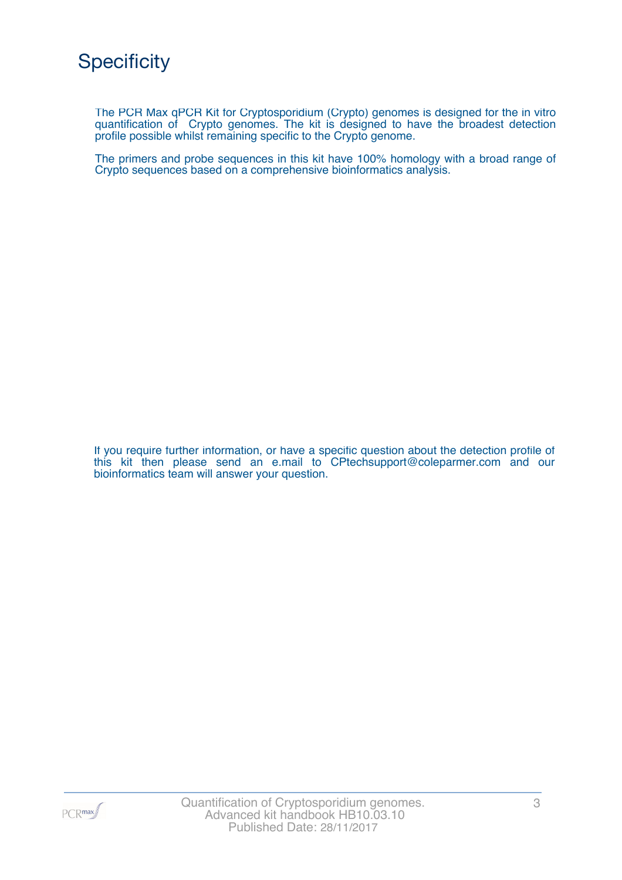# Specificity

The PCR Max qPCR Kit for Cryptosporidium (Crypto) genomes is designed for the in vitro quantification of Crypto genomes. The kit is designed to have the broadest detection profile possible whilst remaining specific to the Crypto genome.

The primers and probe sequences in this kit have 100% homology with a broad range of Crypto sequences based on a comprehensive bioinformatics analysis.

If you require further information, or have a specific question about the detection profile of this kit then please send an e.mail to CPtechsupport@coleparmer.com and our bioinformatics team will answer your question.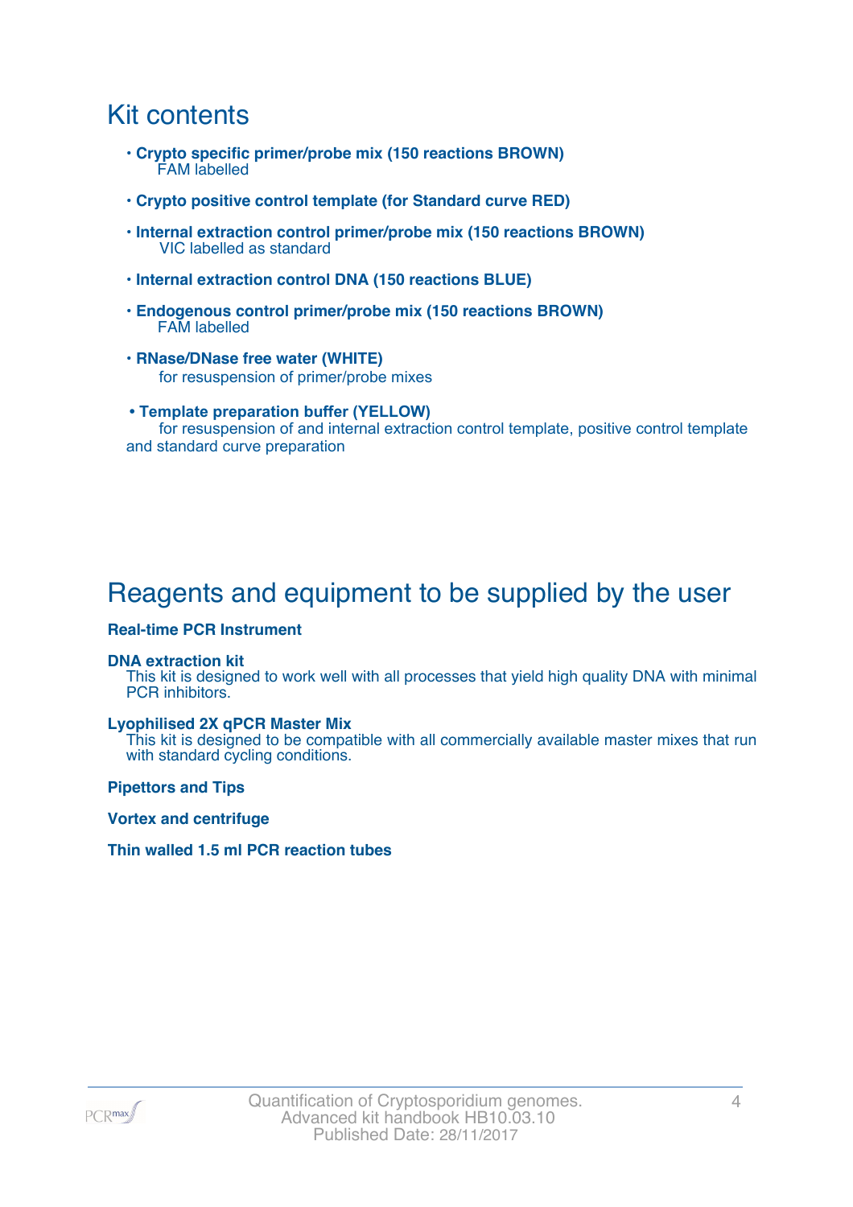## Kit contents

- **Crypto specific primer/probe mix (150 reactions BROWN)**
  FAM labelled
- **Crypto positive control template (for Standard curve RED)**
- **Internal extraction control primer/probe mix (150 reactions BROWN)**
  VIC labelled as standard
- **Internal extraction control DNA (150 reactions BLUE)**
- **Endogenous control primer/probe mix (150 reactions BROWN)**
  FAM labelled
- **RNase/DNase free water (WHITE)**
  for resuspension of primer/probe mixes
- **Template preparation buffer (YELLOW)**
  for resuspension of and internal extraction control template, positive control template and standard curve preparation

## Reagents and equipment to be supplied by the user

**Real-time PCR Instrument**

**DNA extraction kit**
This kit is designed to work well with all processes that yield high quality DNA with minimal PCR inhibitors.

**Lyophilised 2X qPCR Master Mix**
This kit is designed to be compatible with all commercially available master mixes that run with standard cycling conditions.

**Pipettors and Tips**

**Vortex and centrifuge**

**Thin walled 1.5 ml PCR reaction tubes**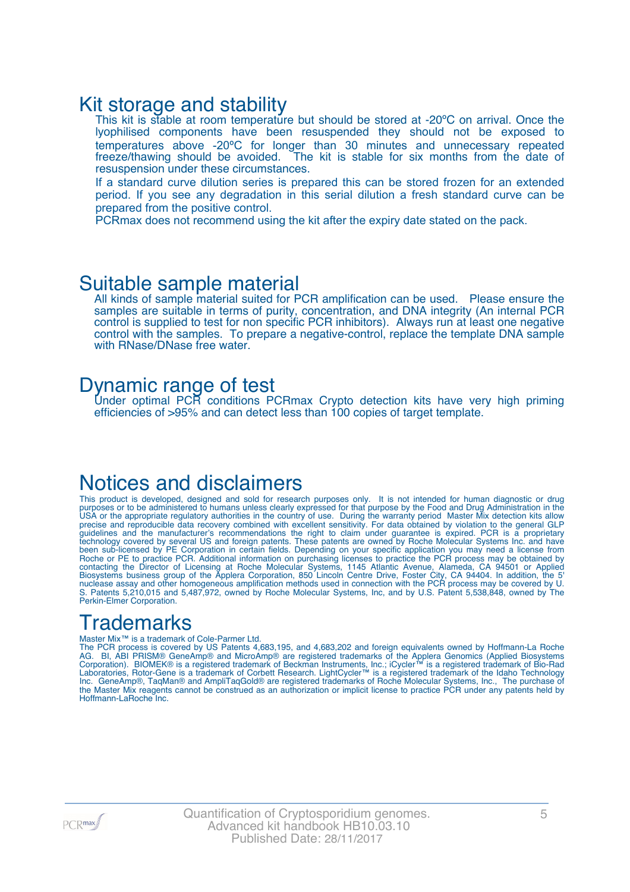# Kit storage and stability

This kit is stable at room temperature but should be stored at -20ºC on arrival. Once the lyophilised components have been resuspended they should not be exposed to temperatures above -20ºC for longer than 30 minutes and unnecessary repeated freeze/thawing should be avoided. The kit is stable for six months from the date of resuspension under these circumstances.

If a standard curve dilution series is prepared this can be stored frozen for an extended period. If you see any degradation in this serial dilution a fresh standard curve can be prepared from the positive control.

PCRmax does not recommend using the kit after the expiry date stated on the pack.

# Suitable sample material

All kinds of sample material suited for PCR amplification can be used. Please ensure the samples are suitable in terms of purity, concentration, and DNA integrity (An internal PCR control is supplied to test for non specific PCR inhibitors). Always run at least one negative control with the samples. To prepare a negative-control, replace the template DNA sample with RNase/DNase free water.

# Dynamic range of test

Under optimal PCR conditions PCRmax Crypto detection kits have very high priming efficiencies of >95% and can detect less than 100 copies of target template.

# Notices and disclaimers

This product is developed, designed and sold for research purposes only. It is not intended for human diagnostic or drug purposes or to be administered to humans unless clearly expressed for that purpose by the Food and Drug Administration in the USA or the appropriate regulatory authorities in the country of use. During the warranty period Master Mix detection kits allow precise and reproducible data recovery combined with excellent sensitivity. For data obtained by violation to the general GLP guidelines and the manufacturer's recommendations the right to claim under guarantee is expired. PCR is a proprietary technology covered by several US and foreign patents. These patents are owned by Roche Molecular Systems Inc. and have been sub-licensed by PE Corporation in certain fields. Depending on your specific application you may need a license from Roche or PE to practice PCR. Additional information on purchasing licenses to practice the PCR process may be obtained by contacting the Director of Licensing at Roche Molecular Systems, 1145 Atlantic Avenue, Alameda, CA 94501 or Applied Biosystems business group of the Applera Corporation, 850 Lincoln Centre Drive, Foster City, CA 94404. In addition, the 5' nuclease assay and other homogeneous amplification methods used in connection with the PCR process may be covered by U. S. Patents 5,210,015 and 5,487,972, owned by Roche Molecular Systems, Inc, and by U.S. Patent 5,538,848, owned by The Perkin-Elmer Corporation.

# Trademarks

Master Mix™ is a trademark of Cole-Parmer Ltd.
The PCR process is covered by US Patents 4,683,195, and 4,683,202 and foreign equivalents owned by Hoffmann-La Roche AG. BI, ABI PRISM® GeneAmp® and MicroAmp® are registered trademarks of the Applera Genomics (Applied Biosystems Corporation). BIOMEK® is a registered trademark of Beckman Instruments, Inc.; iCycler™ is a registered trademark of Bio-Rad Laboratories, Rotor-Gene is a trademark of Corbett Research. LightCycler™ is a registered trademark of the Idaho Technology Inc. GeneAmp®, TaqMan® and AmpliTaqGold® are registered trademarks of Roche Molecular Systems, Inc., The purchase of the Master Mix reagents cannot be construed as an authorization or implicit license to practice PCR under any patents held by Hoffmann-LaRoche Inc.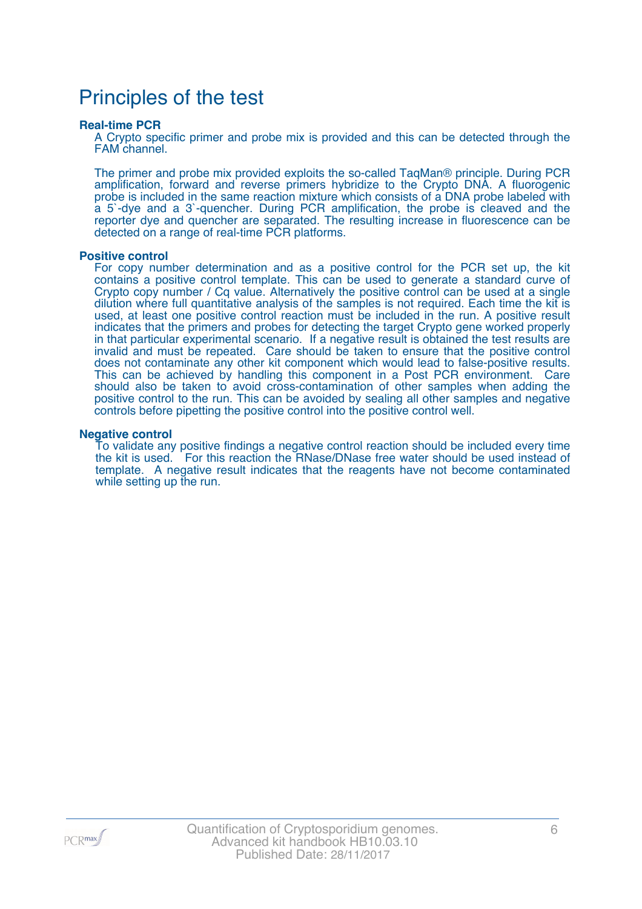# Principles of the test

### Real-time PCR

A Crypto specific primer and probe mix is provided and this can be detected through the FAM channel.

The primer and probe mix provided exploits the so-called TaqMan® principle. During PCR amplification, forward and reverse primers hybridize to the Crypto DNA. A fluorogenic probe is included in the same reaction mixture which consists of a DNA probe labeled with a 5`-dye and a 3`-quencher. During PCR amplification, the probe is cleaved and the reporter dye and quencher are separated. The resulting increase in fluorescence can be detected on a range of real-time PCR platforms.

### Positive control

For copy number determination and as a positive control for the PCR set up, the kit contains a positive control template. This can be used to generate a standard curve of Crypto copy number / Cq value. Alternatively the positive control can be used at a single dilution where full quantitative analysis of the samples is not required. Each time the kit is used, at least one positive control reaction must be included in the run. A positive result indicates that the primers and probes for detecting the target Crypto gene worked properly in that particular experimental scenario. If a negative result is obtained the test results are invalid and must be repeated. Care should be taken to ensure that the positive control does not contaminate any other kit component which would lead to false-positive results. This can be achieved by handling this component in a Post PCR environment. Care should also be taken to avoid cross-contamination of other samples when adding the positive control to the run. This can be avoided by sealing all other samples and negative controls before pipetting the positive control into the positive control well.

### Negative control

To validate any positive findings a negative control reaction should be included every time the kit is used. For this reaction the RNase/DNase free water should be used instead of template. A negative result indicates that the reagents have not become contaminated while setting up the run.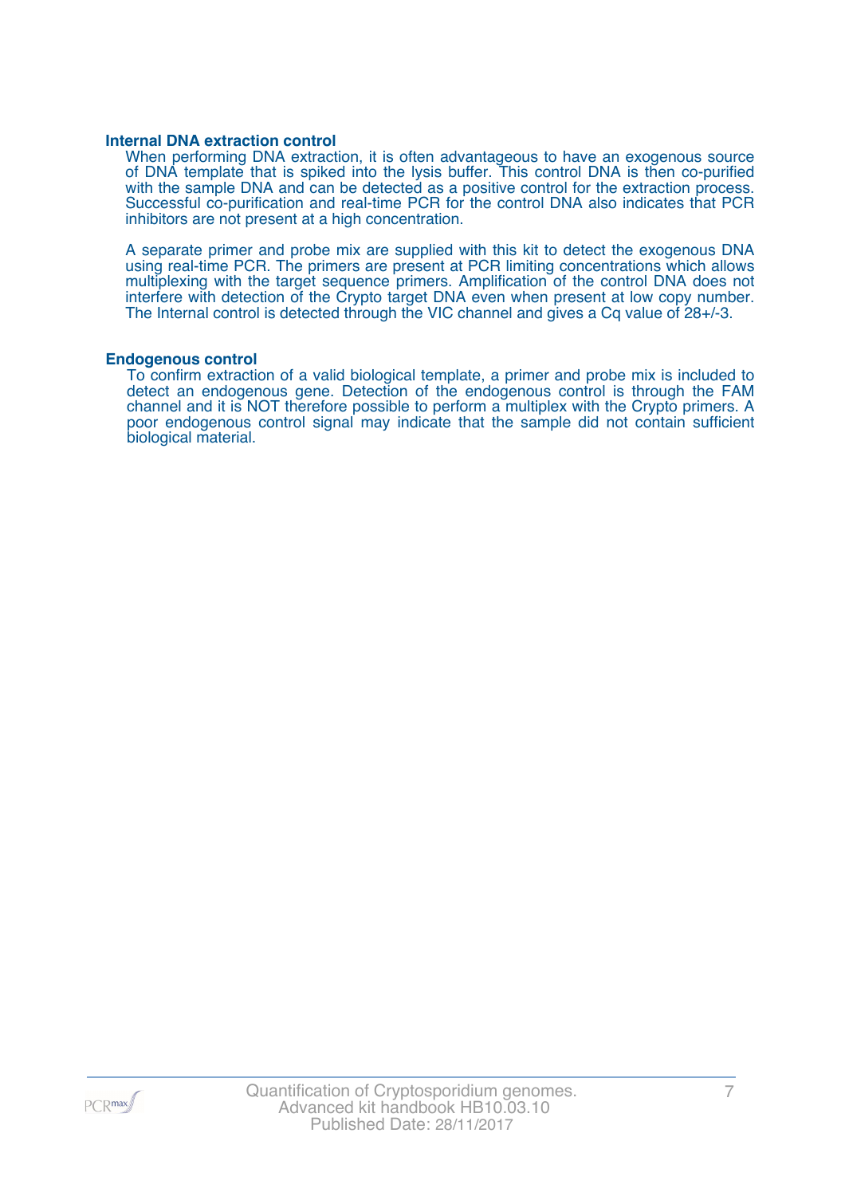### Internal DNA extraction control

When performing DNA extraction, it is often advantageous to have an exogenous source of DNA template that is spiked into the lysis buffer. This control DNA is then co-purified with the sample DNA and can be detected as a positive control for the extraction process. Successful co-purification and real-time PCR for the control DNA also indicates that PCR inhibitors are not present at a high concentration.

A separate primer and probe mix are supplied with this kit to detect the exogenous DNA using real-time PCR. The primers are present at PCR limiting concentrations which allows multiplexing with the target sequence primers. Amplification of the control DNA does not interfere with detection of the Crypto target DNA even when present at low copy number. The Internal control is detected through the VIC channel and gives a Cq value of 28+/-3.

### Endogenous control

To confirm extraction of a valid biological template, a primer and probe mix is included to detect an endogenous gene. Detection of the endogenous control is through the FAM channel and it is NOT therefore possible to perform a multiplex with the Crypto primers. A poor endogenous control signal may indicate that the sample did not contain sufficient biological material.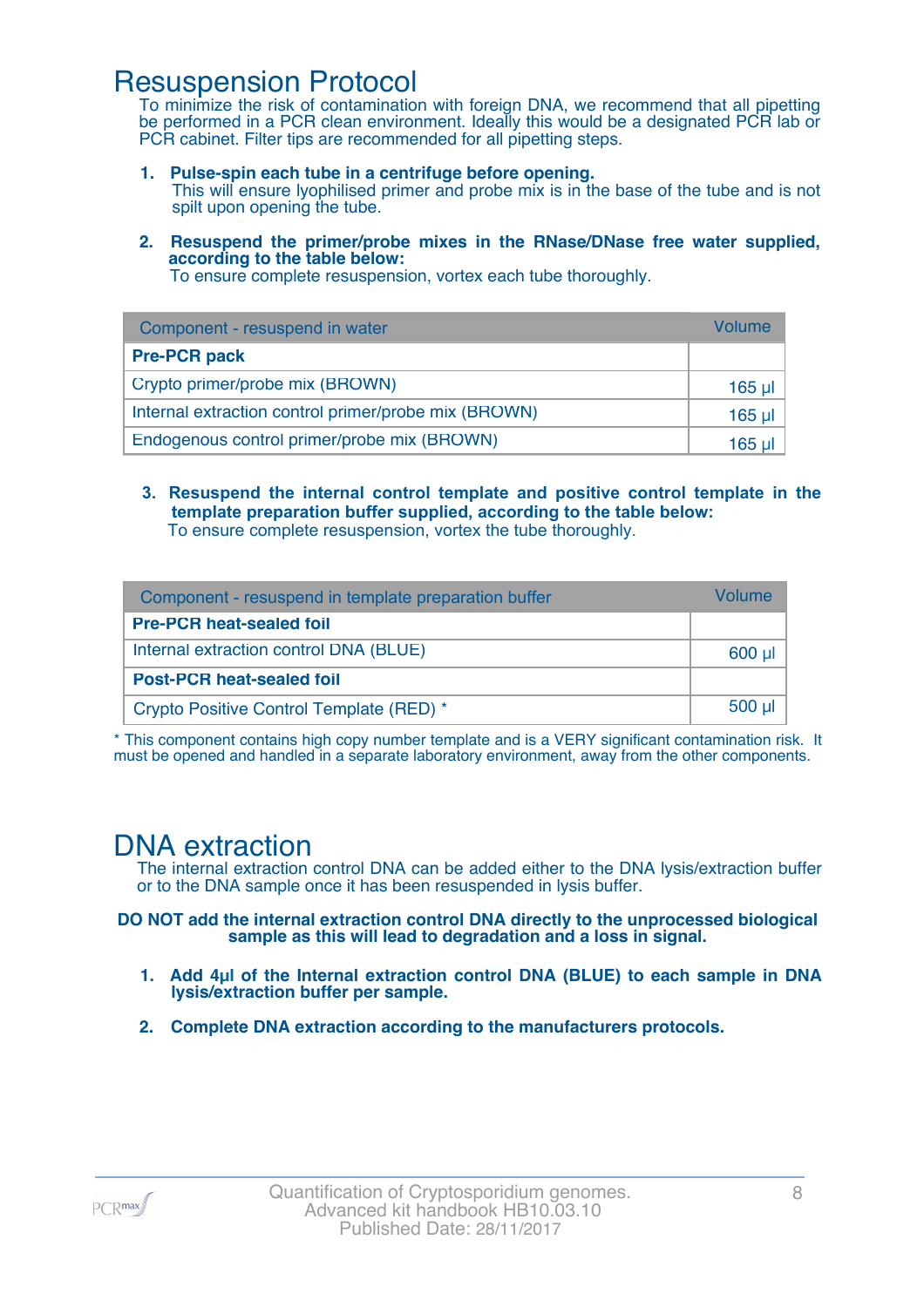# Resuspension Protocol

To minimize the risk of contamination with foreign DNA, we recommend that all pipetting be performed in a PCR clean environment. Ideally this would be a designated PCR lab or PCR cabinet. Filter tips are recommended for all pipetting steps.

1. **Pulse-spin each tube in a centrifuge before opening.**
   This will ensure lyophilised primer and probe mix is in the base of the tube and is not spilt upon opening the tube.

2. **Resuspend the primer/probe mixes in the RNase/DNase free water supplied, according to the table below:**
   To ensure complete resuspension, vortex each tube thoroughly.

| Component - resuspend in water | Volume |
|---|---|
| **Pre-PCR pack** | |
| Crypto primer/probe mix (BROWN) | 165 µl |
| Internal extraction control primer/probe mix (BROWN) | 165 µl |
| Endogenous control primer/probe mix (BROWN) | 165 µl |

3. **Resuspend the internal control template and positive control template in the template preparation buffer supplied, according to the table below:**
   To ensure complete resuspension, vortex the tube thoroughly.

| Component - resuspend in template preparation buffer | Volume |
|---|---|
| **Pre-PCR heat-sealed foil** | |
| Internal extraction control DNA (BLUE) | 600 µl |
| **Post-PCR heat-sealed foil** | |
| Crypto Positive Control Template (RED) * | 500 µl |

* This component contains high copy number template and is a VERY significant contamination risk. It must be opened and handled in a separate laboratory environment, away from the other components.

# DNA extraction

The internal extraction control DNA can be added either to the DNA lysis/extraction buffer or to the DNA sample once it has been resuspended in lysis buffer.

**DO NOT add the internal extraction control DNA directly to the unprocessed biological sample as this will lead to degradation and a loss in signal.**

1. **Add 4µl of the Internal extraction control DNA (BLUE) to each sample in DNA lysis/extraction buffer per sample.**

2. **Complete DNA extraction according to the manufacturers protocols.**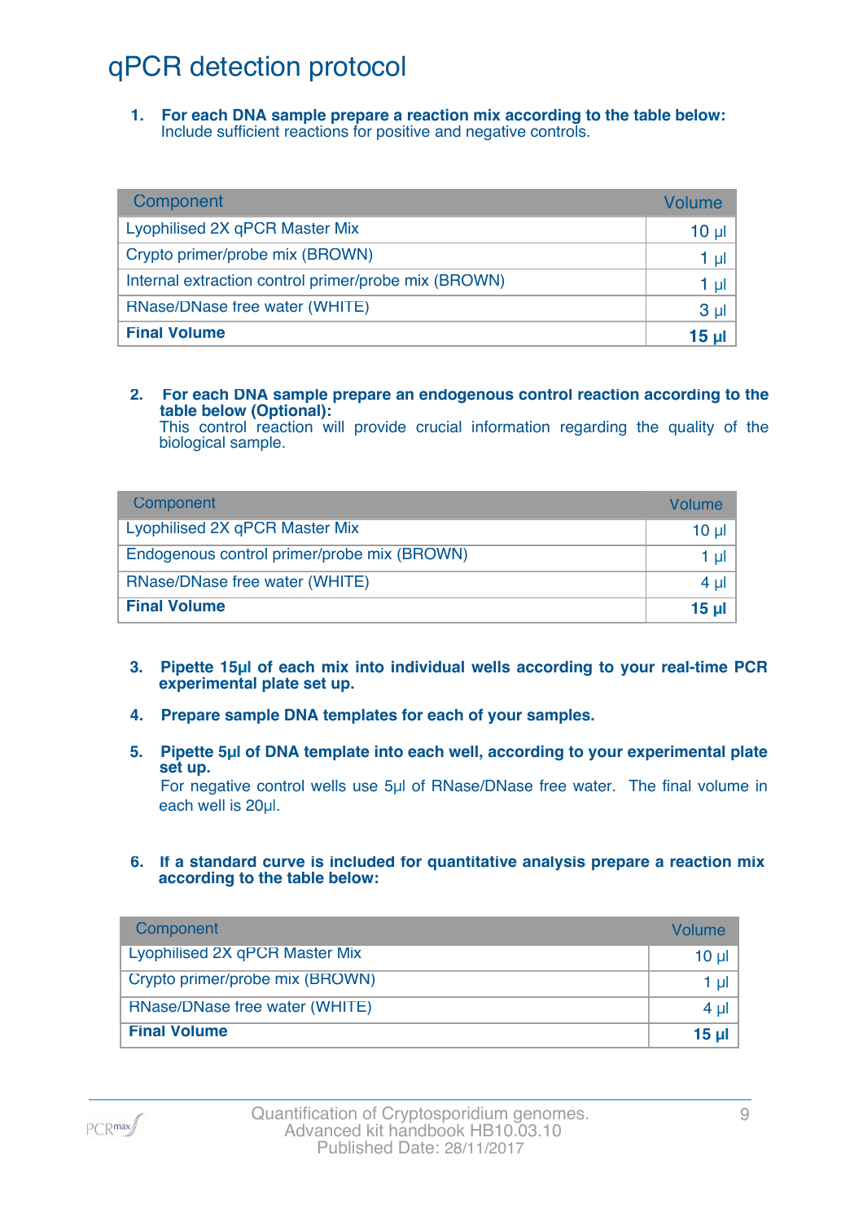# qPCR detection protocol

1. **For each DNA sample prepare a reaction mix according to the table below:**
   Include sufficient reactions for positive and negative controls.

| Component | Volume |
|---|---|
| Lyophilised 2X qPCR Master Mix | 10 µl |
| Crypto primer/probe mix (BROWN) | 1 µl |
| Internal extraction control primer/probe mix (BROWN) | 1 µl |
| RNase/DNase free water (WHITE) | 3 µl |
| **Final Volume** | **15 µl** |

2. **For each DNA sample prepare an endogenous control reaction according to the table below (Optional):**
   This control reaction will provide crucial information regarding the quality of the biological sample.

| Component | Volume |
|---|---|
| Lyophilised 2X qPCR Master Mix | 10 µl |
| Endogenous control primer/probe mix (BROWN) | 1 µl |
| RNase/DNase free water (WHITE) | 4 µl |
| **Final Volume** | **15 µl** |

3. **Pipette 15µl of each mix into individual wells according to your real-time PCR experimental plate set up.**

4. **Prepare sample DNA templates for each of your samples.**

5. **Pipette 5µl of DNA template into each well, according to your experimental plate set up.**
   For negative control wells use 5µl of RNase/DNase free water. The final volume in each well is 20µl.

6. **If a standard curve is included for quantitative analysis prepare a reaction mix according to the table below:**

| Component | Volume |
|---|---|
| Lyophilised 2X qPCR Master Mix | 10 µl |
| Crypto primer/probe mix (BROWN) | 1 µl |
| RNase/DNase free water (WHITE) | 4 µl |
| **Final Volume** | **15 µl** |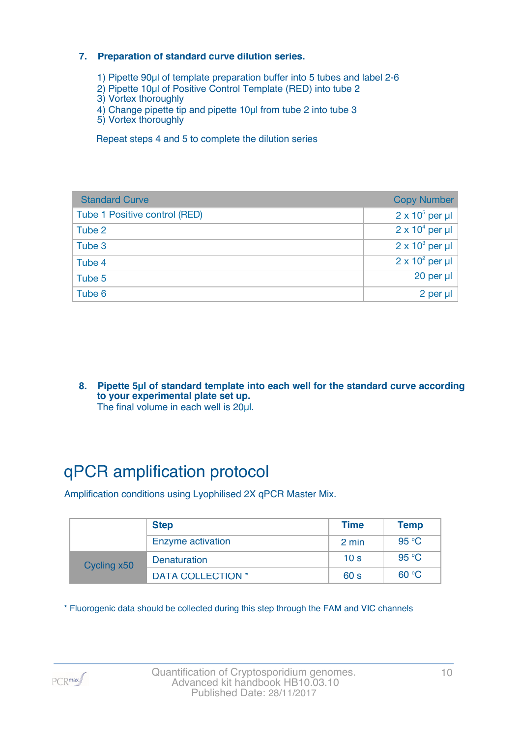### 7. Preparation of standard curve dilution series.

1) Pipette 90µl of template preparation buffer into 5 tubes and label 2-6
2) Pipette 10µl of Positive Control Template (RED) into tube 2
3) Vortex thoroughly
4) Change pipette tip and pipette 10µl from tube 2 into tube 3
5) Vortex thoroughly

Repeat steps 4 and 5 to complete the dilution series

| Standard Curve | Copy Number |
|---|---|
| Tube 1 Positive control (RED) | $2 \times 10^5$ per µl |
| Tube 2 | $2 \times 10^4$ per µl |
| Tube 3 | $2 \times 10^3$ per µl |
| Tube 4 | $2 \times 10^2$ per µl |
| Tube 5 | 20 per µl |
| Tube 6 | 2 per µl |

### 8. Pipette 5µl of standard template into each well for the standard curve according to your experimental plate set up.

The final volume in each well is 20µl.

# qPCR amplification protocol

Amplification conditions using Lyophilised 2X qPCR Master Mix.

| | Step | Time | Temp |
|---|---|---|---|
| | Enzyme activation | 2 min | 95 °C |
| Cycling x50 | Denaturation | 10 s | 95 °C |
| | DATA COLLECTION * | 60 s | 60 °C |

* Fluorogenic data should be collected during this step through the FAM and VIC channels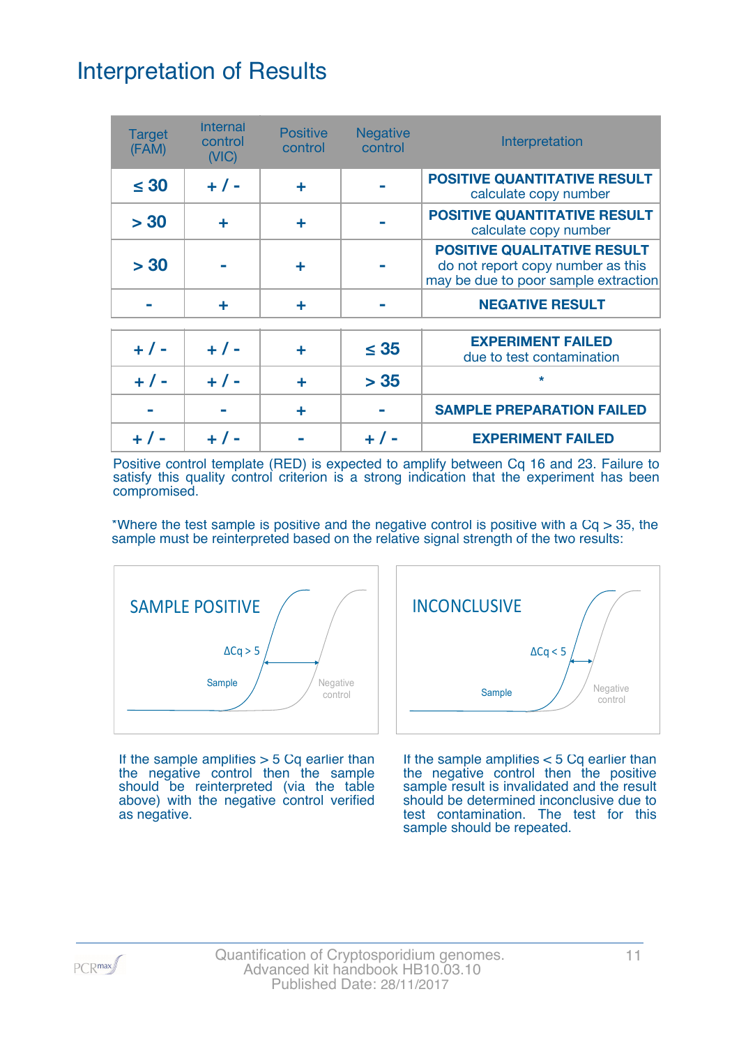# Interpretation of Results

| Target (FAM) | Internal control (VIC) | Positive control | Negative control | Interpretation |
|---|---|---|---|---|
| ≤ 30 | + / - | + | - | **POSITIVE QUANTITATIVE RESULT** calculate copy number |
| > 30 | + | + | - | **POSITIVE QUANTITATIVE RESULT** calculate copy number |
| > 30 | - | + | - | **POSITIVE QUALITATIVE RESULT** do not report copy number as this may be due to poor sample extraction |
| - | + | + | - | **NEGATIVE RESULT** |
| + / - | + / - | + | ≤ 35 | **EXPERIMENT FAILED** due to test contamination |
| + / - | + / - | + | > 35 | * |
| - | - | + | - | **SAMPLE PREPARATION FAILED** |
| + / - | + / - | - | + / - | **EXPERIMENT FAILED** |

Positive control template (RED) is expected to amplify between Cq 16 and 23. Failure to satisfy this quality control criterion is a strong indication that the experiment has been compromised.

*Where the test sample is positive and the negative control is positive with a Cq > 35, the sample must be reinterpreted based on the relative signal strength of the two results:

SAMPLE POSITIVE

ΔCq > 5

Sample

Negative control

If the sample amplifies > 5 Cq earlier than the negative control then the sample should be reinterpreted (via the table above) with the negative control verified as negative.

INCONCLUSIVE

ΔCq < 5

Sample

Negative control

If the sample amplifies < 5 Cq earlier than the negative control then the positive sample result is invalidated and the result should be determined inconclusive due to test contamination. The test for this sample should be repeated.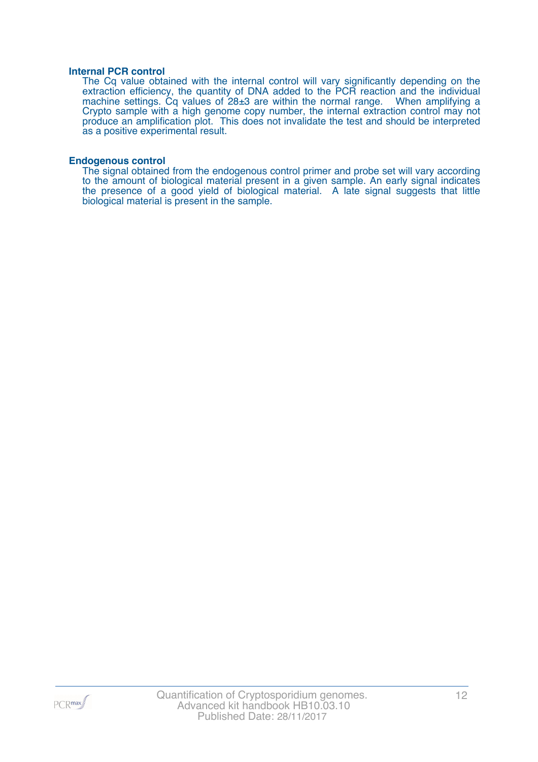**Internal PCR control**

The Cq value obtained with the internal control will vary significantly depending on the extraction efficiency, the quantity of DNA added to the PCR reaction and the individual machine settings. Cq values of 28±3 are within the normal range. When amplifying a Crypto sample with a high genome copy number, the internal extraction control may not produce an amplification plot. This does not invalidate the test and should be interpreted as a positive experimental result.

**Endogenous control**

The signal obtained from the endogenous control primer and probe set will vary according to the amount of biological material present in a given sample. An early signal indicates the presence of a good yield of biological material. A late signal suggests that little biological material is present in the sample.